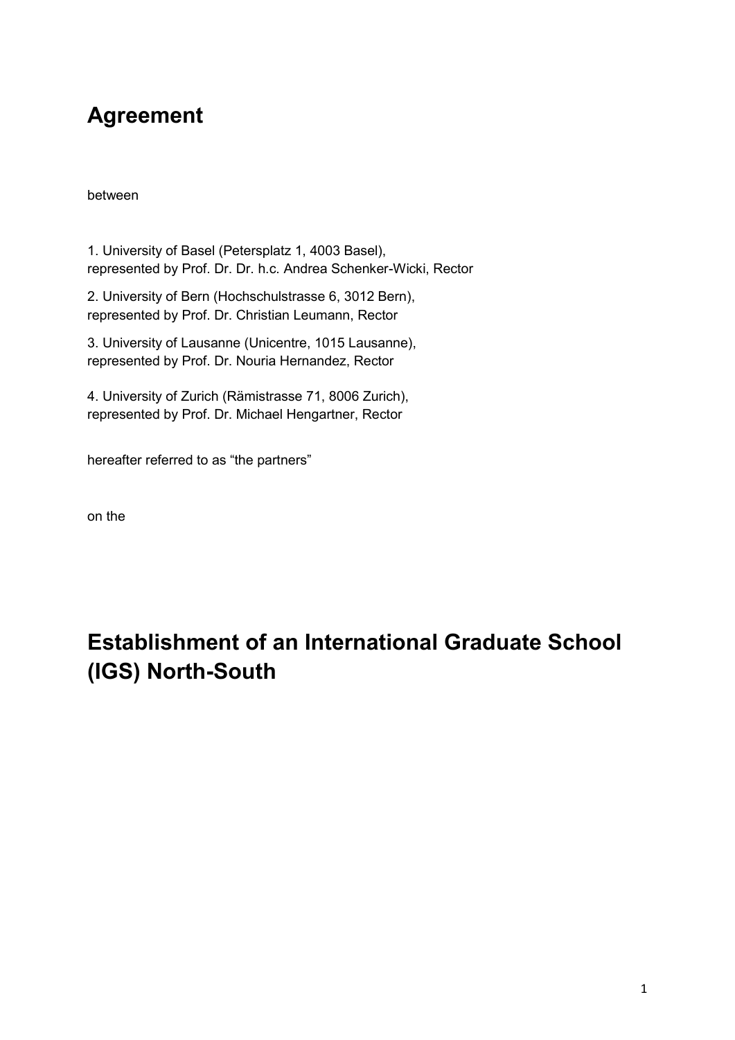# Agreement

between

1. University of Basel (Petersplatz 1, 4003 Basel),
represented by Prof. Dr. Dr. h.c. Andrea Schenker-Wicki, Rector

2. University of Bern (Hochschulstrasse 6, 3012 Bern),
represented by Prof. Dr. Christian Leumann, Rector

3. University of Lausanne (Unicentre, 1015 Lausanne),
represented by Prof. Dr. Nouria Hernandez, Rector

4. University of Zurich (Rämistrasse 71, 8006 Zurich),
represented by Prof. Dr. Michael Hengartner, Rector

hereafter referred to as “the partners”

on the

# Establishment of an International Graduate School (IGS) North-South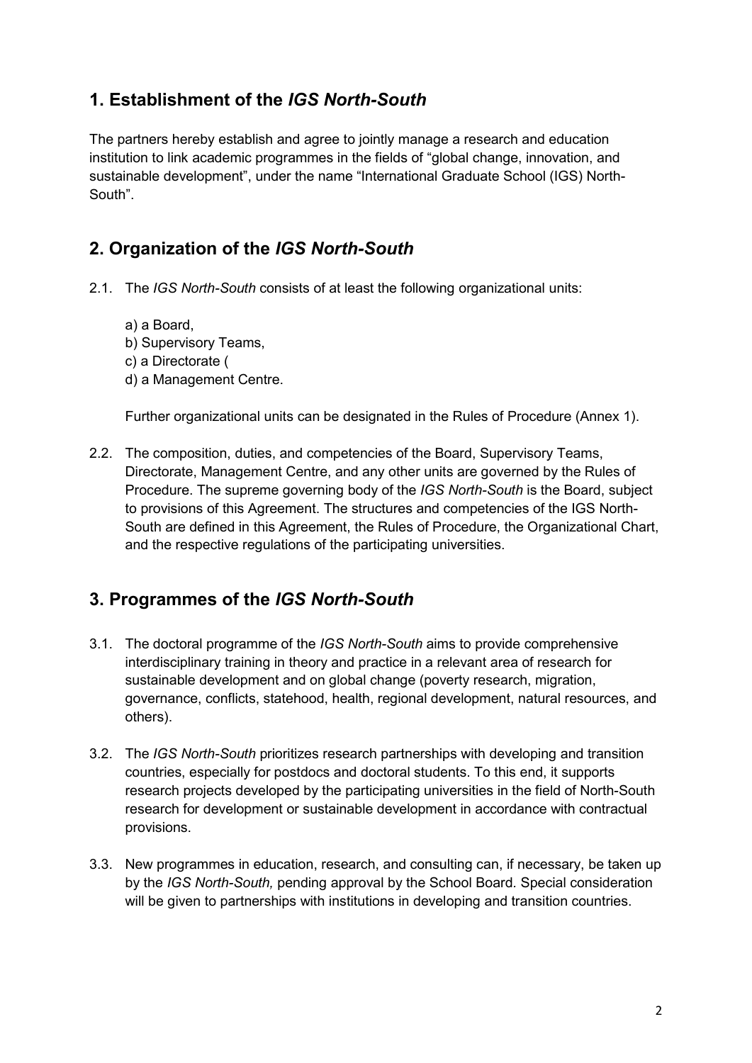## 1. Establishment of the *IGS North-South*

The partners hereby establish and agree to jointly manage a research and education institution to link academic programmes in the fields of "global change, innovation, and sustainable development", under the name "International Graduate School (IGS) North-South".

## 2. Organization of the *IGS North-South*

2.1. The *IGS North-South* consists of at least the following organizational units:

a) a Board,
b) Supervisory Teams,
c) a Directorate (
d) a Management Centre.

Further organizational units can be designated in the Rules of Procedure (Annex 1).

2.2. The composition, duties, and competencies of the Board, Supervisory Teams, Directorate, Management Centre, and any other units are governed by the Rules of Procedure. The supreme governing body of the *IGS North-South* is the Board, subject to provisions of this Agreement. The structures and competencies of the IGS North-South are defined in this Agreement, the Rules of Procedure, the Organizational Chart, and the respective regulations of the participating universities.

## 3. Programmes of the *IGS North-South*

3.1. The doctoral programme of the *IGS North-South* aims to provide comprehensive interdisciplinary training in theory and practice in a relevant area of research for sustainable development and on global change (poverty research, migration, governance, conflicts, statehood, health, regional development, natural resources, and others).

3.2. The *IGS North-South* prioritizes research partnerships with developing and transition countries, especially for postdocs and doctoral students. To this end, it supports research projects developed by the participating universities in the field of North-South research for development or sustainable development in accordance with contractual provisions.

3.3. New programmes in education, research, and consulting can, if necessary, be taken up by the *IGS North-South,* pending approval by the School Board. Special consideration will be given to partnerships with institutions in developing and transition countries.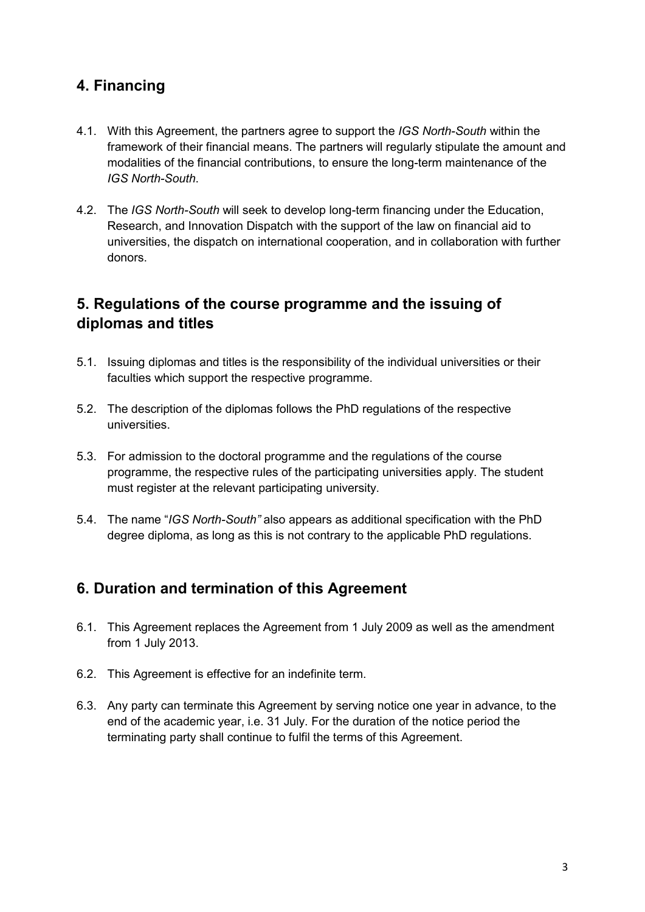## 4. Financing

4.1. With this Agreement, the partners agree to support the *IGS North-South* within the framework of their financial means. The partners will regularly stipulate the amount and modalities of the financial contributions, to ensure the long-term maintenance of the *IGS North-South*.

4.2. The *IGS North-South* will seek to develop long-term financing under the Education, Research, and Innovation Dispatch with the support of the law on financial aid to universities, the dispatch on international cooperation, and in collaboration with further donors.

## 5. Regulations of the course programme and the issuing of diplomas and titles

5.1. Issuing diplomas and titles is the responsibility of the individual universities or their faculties which support the respective programme.

5.2. The description of the diplomas follows the PhD regulations of the respective universities.

5.3. For admission to the doctoral programme and the regulations of the course programme, the respective rules of the participating universities apply. The student must register at the relevant participating university.

5.4. The name "*IGS North-South"* also appears as additional specification with the PhD degree diploma, as long as this is not contrary to the applicable PhD regulations.

## 6. Duration and termination of this Agreement

6.1. This Agreement replaces the Agreement from 1 July 2009 as well as the amendment from 1 July 2013.

6.2. This Agreement is effective for an indefinite term.

6.3. Any party can terminate this Agreement by serving notice one year in advance, to the end of the academic year, i.e. 31 July. For the duration of the notice period the terminating party shall continue to fulfil the terms of this Agreement.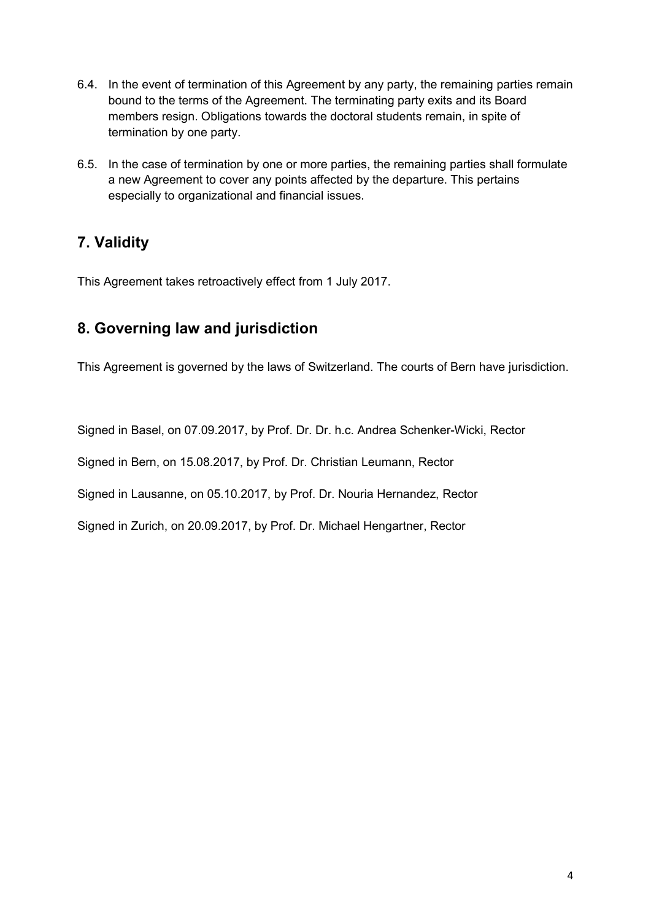6.4. In the event of termination of this Agreement by any party, the remaining parties remain bound to the terms of the Agreement. The terminating party exits and its Board members resign. Obligations towards the doctoral students remain, in spite of termination by one party.

6.5. In the case of termination by one or more parties, the remaining parties shall formulate a new Agreement to cover any points affected by the departure. This pertains especially to organizational and financial issues.

## 7. Validity

This Agreement takes retroactively effect from 1 July 2017.

## 8. Governing law and jurisdiction

This Agreement is governed by the laws of Switzerland. The courts of Bern have jurisdiction.

Signed in Basel, on 07.09.2017, by Prof. Dr. Dr. h.c. Andrea Schenker-Wicki, Rector

Signed in Bern, on 15.08.2017, by Prof. Dr. Christian Leumann, Rector

Signed in Lausanne, on 05.10.2017, by Prof. Dr. Nouria Hernandez, Rector

Signed in Zurich, on 20.09.2017, by Prof. Dr. Michael Hengartner, Rector